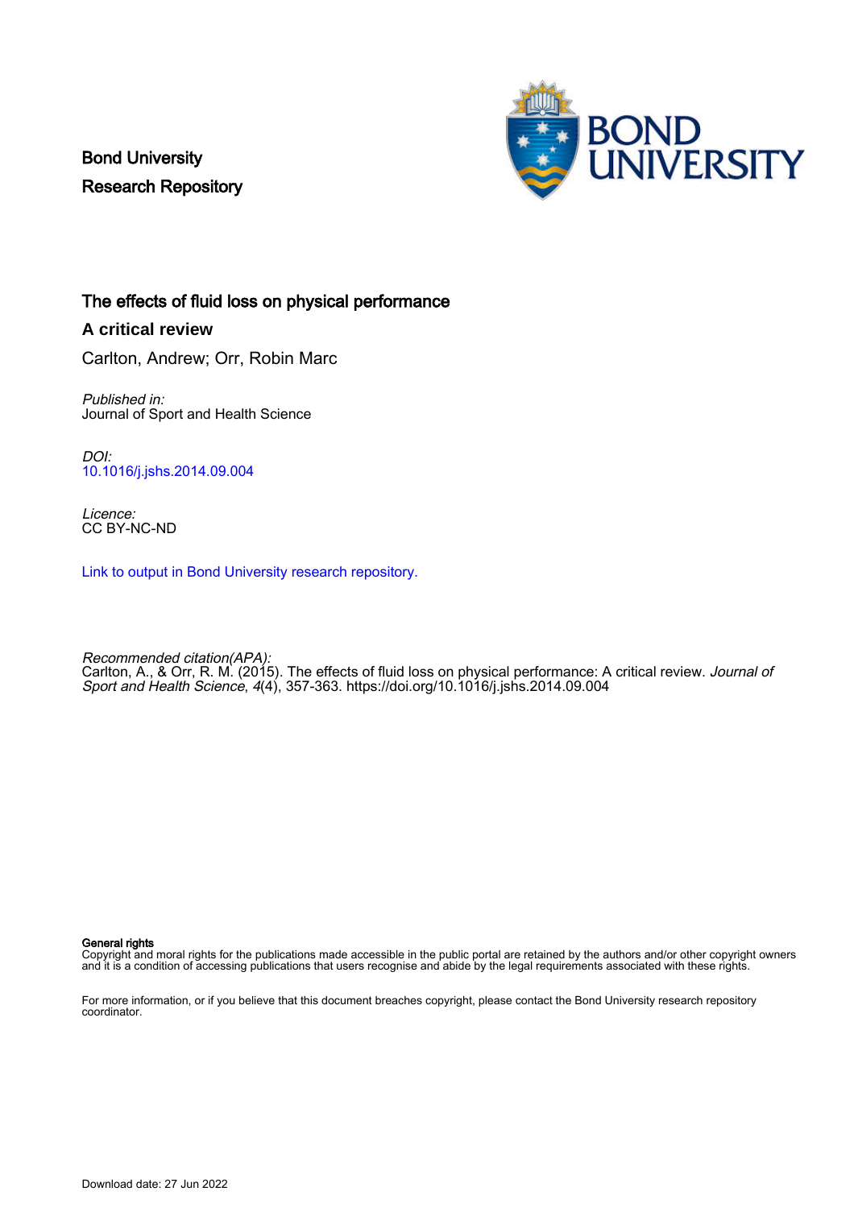Bond University
Research Repository

# The effects of fluid loss on physical performance

## A critical review

Carlton, Andrew; Orr, Robin Marc

*Published in:*
Journal of Sport and Health Science

*DOI:*
10.1016/j.jshs.2014.09.004

*Licence:*
CC BY-NC-ND

Link to output in Bond University research repository.

*Recommended citation(APA):*
Carlton, A., & Orr, R. M. (2015). The effects of fluid loss on physical performance: A critical review. *Journal of Sport and Health Science*, *4*(4), 357-363. https://doi.org/10.1016/j.jshs.2014.09.004

**General rights**
Copyright and moral rights for the publications made accessible in the public portal are retained by the authors and/or other copyright owners and it is a condition of accessing publications that users recognise and abide by the legal requirements associated with these rights.

For more information, or if you believe that this document breaches copyright, please contact the Bond University research repository coordinator.

Download date: 27 Jun 2022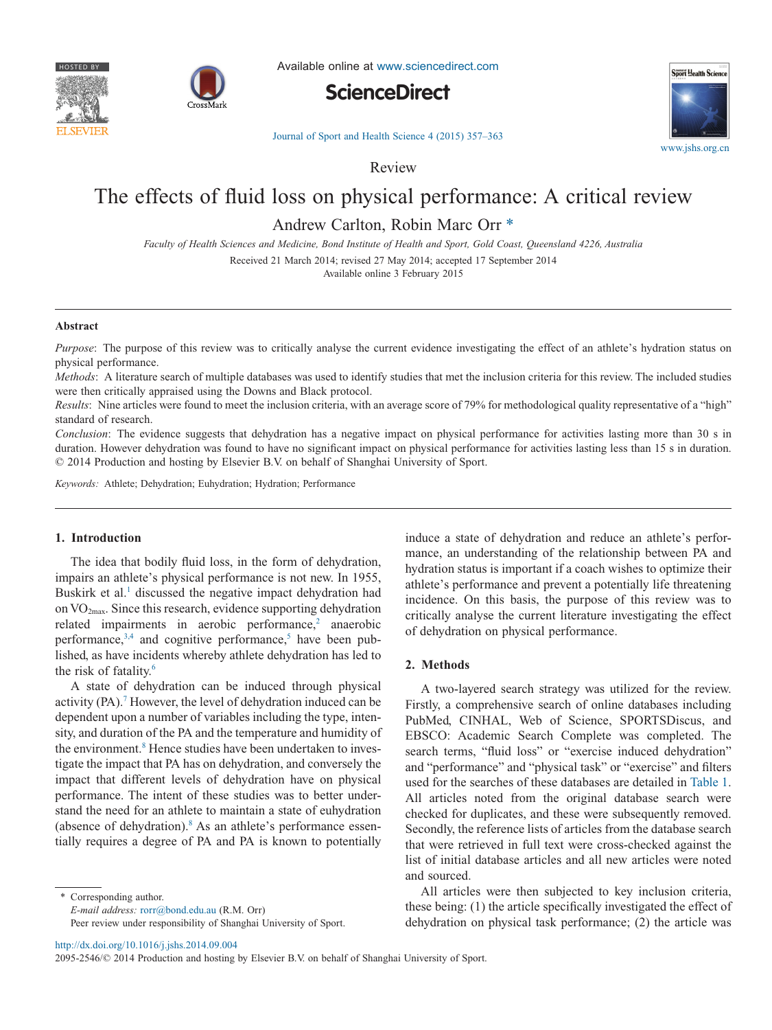Review

# The effects of fluid loss on physical performance: A critical review

Andrew Carlton, Robin Marc Orr *

*Faculty of Health Sciences and Medicine, Bond Institute of Health and Sport, Gold Coast, Queensland 4226, Australia*

Received 21 March 2014; revised 27 May 2014; accepted 17 September 2014
Available online 3 February 2015

## Abstract

*Purpose*: The purpose of this review was to critically analyse the current evidence investigating the effect of an athlete's hydration status on physical performance.

*Methods*: A literature search of multiple databases was used to identify studies that met the inclusion criteria for this review. The included studies were then critically appraised using the Downs and Black protocol.

*Results*: Nine articles were found to meet the inclusion criteria, with an average score of 79% for methodological quality representative of a "high" standard of research.

*Conclusion*: The evidence suggests that dehydration has a negative impact on physical performance for activities lasting more than 30 s in duration. However dehydration was found to have no significant impact on physical performance for activities lasting less than 15 s in duration.

© 2014 Production and hosting by Elsevier B.V. on behalf of Shanghai University of Sport.

*Keywords:* Athlete; Dehydration; Euhydration; Hydration; Performance

## 1. Introduction

The idea that bodily fluid loss, in the form of dehydration, impairs an athlete's physical performance is not new. In 1955, Buskirk et al.[1] discussed the negative impact dehydration had on $VO_{2max}$. Since this research, evidence supporting dehydration related impairments in aerobic performance,[2] anaerobic performance,[3,4] and cognitive performance,[5] have been published, as have incidents whereby athlete dehydration has led to the risk of fatality.[6]

A state of dehydration can be induced through physical activity (PA).[7] However, the level of dehydration induced can be dependent upon a number of variables including the type, intensity, and duration of the PA and the temperature and humidity of the environment.[8] Hence studies have been undertaken to investigate the impact that PA has on dehydration, and conversely the impact that different levels of dehydration have on physical performance. The intent of these studies was to better understand the need for an athlete to maintain a state of euhydration (absence of dehydration).[8] As an athlete's performance essentially requires a degree of PA and PA is known to potentially induce a state of dehydration and reduce an athlete's performance, an understanding of the relationship between PA and hydration status is important if a coach wishes to optimize their athlete's performance and prevent a potentially life threatening incidence. On this basis, the purpose of this review was to critically analyse the current literature investigating the effect of dehydration on physical performance.

## 2. Methods

A two-layered search strategy was utilized for the review. Firstly, a comprehensive search of online databases including PubMed, CINHAL, Web of Science, SPORTSDiscus, and EBSCO: Academic Search Complete was completed. The search terms, "fluid loss" or "exercise induced dehydration" and "performance" and "physical task" or "exercise" and filters used for the searches of these databases are detailed in Table 1. All articles noted from the original database search were checked for duplicates, and these were subsequently removed. Secondly, the reference lists of articles from the database search that were retrieved in full text were cross-checked against the list of initial database articles and all new articles were noted and sourced.

All articles were then subjected to key inclusion criteria, these being: (1) the article specifically investigated the effect of dehydration on physical task performance; (2) the article was

\* Corresponding author.
*E-mail address:* rorr@bond.edu.au (R.M. Orr)
Peer review under responsibility of Shanghai University of Sport.

http://dx.doi.org/10.1016/j.jshs.2014.09.004
2095-2546/© 2014 Production and hosting by Elsevier B.V. on behalf of Shanghai University of Sport.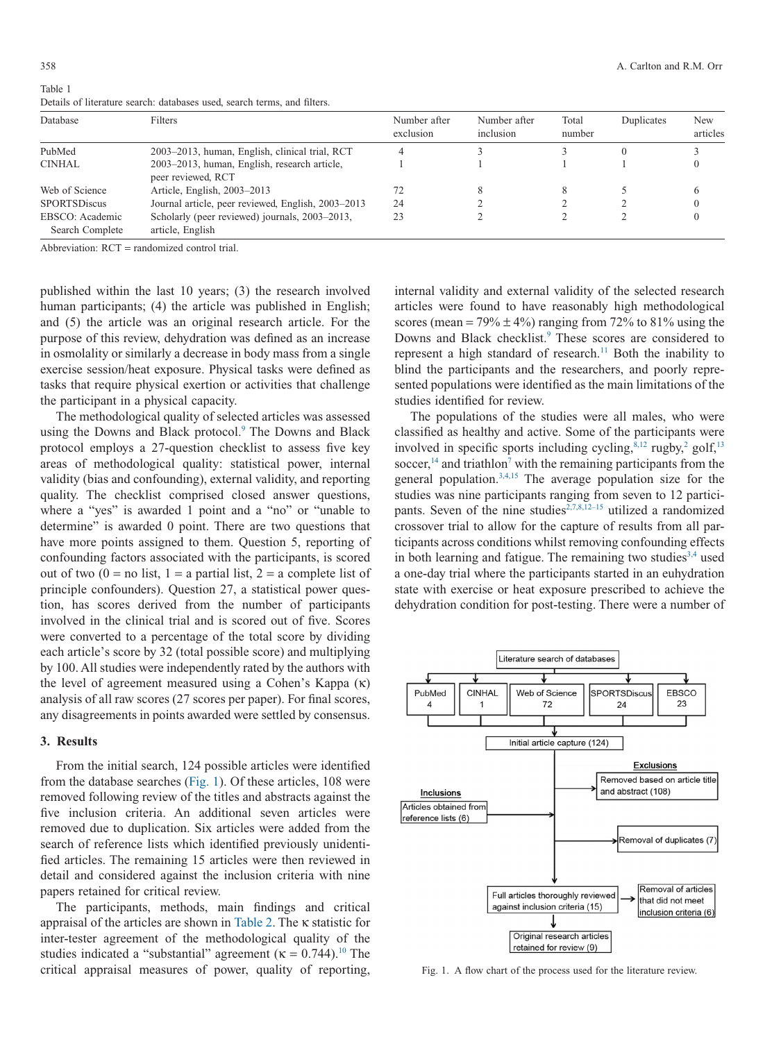Table 1
Details of literature search: databases used, search terms, and filters.

| Database | Filters | Number after exclusion | Number after inclusion | Total number | Duplicates | New articles |
|---|---|---|---|---|---|---|
| PubMed | 2003–2013, human, English, clinical trial, RCT | 4 | 3 | 3 | 0 | 3 |
| CINHAL | 2003–2013, human, English, research article, peer reviewed, RCT | 1 | 1 | 1 | 1 | 0 |
| Web of Science | Article, English, 2003–2013 | 72 | 8 | 8 | 5 | 6 |
| SPORTSDiscus | Journal article, peer reviewed, English, 2003–2013 | 24 | 2 | 2 | 2 | 0 |
| EBSCO: Academic Search Complete | Scholarly (peer reviewed) journals, 2003–2013, article, English | 23 | 2 | 2 | 2 | 0 |

Abbreviation: RCT = randomized control trial.

published within the last 10 years; (3) the research involved human participants; (4) the article was published in English; and (5) the article was an original research article. For the purpose of this review, dehydration was defined as an increase in osmolality or similarly a decrease in body mass from a single exercise session/heat exposure. Physical tasks were defined as tasks that require physical exertion or activities that challenge the participant in a physical capacity.

The methodological quality of selected articles was assessed using the Downs and Black protocol.[9] The Downs and Black protocol employs a 27-question checklist to assess five key areas of methodological quality: statistical power, internal validity (bias and confounding), external validity, and reporting quality. The checklist comprised closed answer questions, where a "yes" is awarded 1 point and a "no" or "unable to determine" is awarded 0 point. There are two questions that have more points assigned to them. Question 5, reporting of confounding factors associated with the participants, is scored out of two (0 = no list, 1 = a partial list, 2 = a complete list of principle confounders). Question 27, a statistical power question, has scores derived from the number of participants involved in the clinical trial and is scored out of five. Scores were converted to a percentage of the total score by dividing each article's score by 32 (total possible score) and multiplying by 100. All studies were independently rated by the authors with the level of agreement measured using a Cohen's Kappa (κ) analysis of all raw scores (27 scores per paper). For final scores, any disagreements in points awarded were settled by consensus.

## 3. Results

From the initial search, 124 possible articles were identified from the database searches (Fig. 1). Of these articles, 108 were removed following review of the titles and abstracts against the five inclusion criteria. An additional seven articles were removed due to duplication. Six articles were added from the search of reference lists which identified previously unidentified articles. The remaining 15 articles were then reviewed in detail and considered against the inclusion criteria with nine papers retained for critical review.

The participants, methods, main findings and critical appraisal of the articles are shown in Table 2. The κ statistic for inter-tester agreement of the methodological quality of the studies indicated a "substantial" agreement (κ = 0.744).[10] The critical appraisal measures of power, quality of reporting, internal validity and external validity of the selected research articles were found to have reasonably high methodological scores (mean = 79% ± 4%) ranging from 72% to 81% using the Downs and Black checklist.[9] These scores are considered to represent a high standard of research.[11] Both the inability to blind the participants and the researchers, and poorly represented populations were identified as the main limitations of the studies identified for review.

The populations of the studies were all males, who were classified as healthy and active. Some of the participants were involved in specific sports including cycling,[8,12] rugby,[2] golf,[13] soccer,[14] and triathlon[7] with the remaining participants from the general population.[3,4,15] The average population size for the studies was nine participants ranging from seven to 12 participants. Seven of the nine studies[2,7,8,12–15] utilized a randomized crossover trial to allow for the capture of results from all participants across conditions whilst removing confounding effects in both learning and fatigue. The remaining two studies[3,4] used a one-day trial where the participants started in an euhydration state with exercise or heat exposure prescribed to achieve the dehydration condition for post-testing. There were a number of

Literature search of databases

PubMed 4 | CINHAL 1 | Web of Science 72 | SPORTSDiscus 24 | EBSCO 23

Initial article capture (124)

Exclusions: Removed based on article title and abstract (108)

Inclusions: Articles obtained from reference lists (6)

Removal of duplicates (7)

Full articles thoroughly reviewed against inclusion criteria (15) → Removal of articles that did not meet inclusion criteria (6)

Original research articles retained for review (9)

Fig. 1. A flow chart of the process used for the literature review.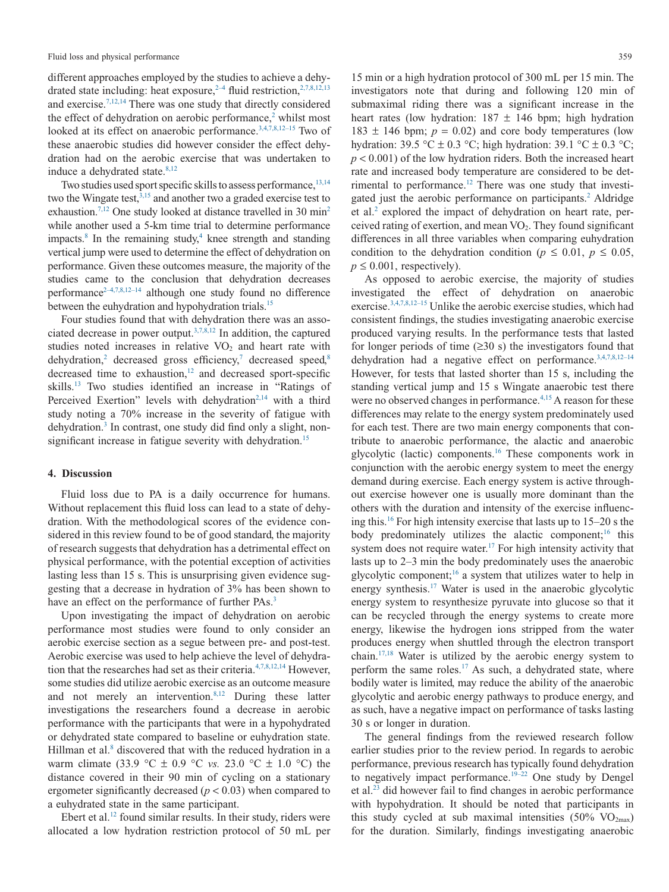different approaches employed by the studies to achieve a dehydrated state including: heat exposure,[2–4] fluid restriction,[2,7,8,12,13] and exercise.[7,12,14] There was one study that directly considered the effect of dehydration on aerobic performance,[2] whilst most looked at its effect on anaerobic performance.[3,4,7,8,12–15] Two of these anaerobic studies did however consider the effect dehydration had on the aerobic exercise that was undertaken to induce a dehydrated state.[8,12]

Two studies used sport specific skills to assess performance,[13,14] two the Wingate test,[3,15] and another two a graded exercise test to exhaustion.[7,12] One study looked at distance travelled in 30 min[2] while another used a 5-km time trial to determine performance impacts.[8] In the remaining study,[4] knee strength and standing vertical jump were used to determine the effect of dehydration on performance. Given these outcomes measure, the majority of the studies came to the conclusion that dehydration decreases performance[2–4,7,8,12–14] although one study found no difference between the euhydration and hypohydration trials.[15]

Four studies found that with dehydration there was an associated decrease in power output.[3,7,8,12] In addition, the captured studies noted increases in relative $VO_2$ and heart rate with dehydration,[2] decreased gross efficiency,[7] decreased speed,[8] decreased time to exhaustion,[12] and decreased sport-specific skills.[13] Two studies identified an increase in "Ratings of Perceived Exertion" levels with dehydration[2,14] with a third study noting a 70% increase in the severity of fatigue with dehydration.[3] In contrast, one study did find only a slight, non-significant increase in fatigue severity with dehydration.[15]

## 4. Discussion

Fluid loss due to PA is a daily occurrence for humans. Without replacement this fluid loss can lead to a state of dehydration. With the methodological scores of the evidence considered in this review found to be of good standard, the majority of research suggests that dehydration has a detrimental effect on physical performance, with the potential exception of activities lasting less than 15 s. This is unsurprising given evidence suggesting that a decrease in hydration of 3% has been shown to have an effect on the performance of further PAs.[3]

Upon investigating the impact of dehydration on aerobic performance most studies were found to only consider an aerobic exercise section as a segue between pre- and post-test. Aerobic exercise was used to help achieve the level of dehydration that the researches had set as their criteria.[4,7,8,12,14] However, some studies did utilize aerobic exercise as an outcome measure and not merely an intervention.[8,12] During these latter investigations the researchers found a decrease in aerobic performance with the participants that were in a hypohydrated or dehydrated state compared to baseline or euhydration state. Hillman et al.[8] discovered that with the reduced hydration in a warm climate (33.9 °C ± 0.9 °C *vs.* 23.0 °C ± 1.0 °C) the distance covered in their 90 min of cycling on a stationary ergometer significantly decreased ($p < 0.03$) when compared to a euhydrated state in the same participant.

Ebert et al.[12] found similar results. In their study, riders were allocated a low hydration restriction protocol of 50 mL per 15 min or a high hydration protocol of 300 mL per 15 min. The investigators note that during and following 120 min of submaximal riding there was a significant increase in the heart rates (low hydration: 187 ± 146 bpm; high hydration 183 ± 146 bpm; $p = 0.02$) and core body temperatures (low hydration: 39.5 °C ± 0.3 °C; high hydration: 39.1 °C ± 0.3 °C; $p < 0.001$) of the low hydration riders. Both the increased heart rate and increased body temperature are considered to be detrimental to performance.[12] There was one study that investigated just the aerobic performance on participants.[2] Aldridge et al.[2] explored the impact of dehydration on heart rate, perceived rating of exertion, and mean $VO_2$. They found significant differences in all three variables when comparing euhydration condition to the dehydration condition ($p \leq 0.01$, $p \leq 0.05$, $p \leq 0.001$, respectively).

As opposed to aerobic exercise, the majority of studies investigated the effect of dehydration on anaerobic exercise.[3,4,7,8,12–15] Unlike the aerobic exercise studies, which had consistent findings, the studies investigating anaerobic exercise produced varying results. In the performance tests that lasted for longer periods of time (≥30 s) the investigators found that dehydration had a negative effect on performance.[3,4,7,8,12–14] However, for tests that lasted shorter than 15 s, including the standing vertical jump and 15 s Wingate anaerobic test there were no observed changes in performance.[4,15] A reason for these differences may relate to the energy system predominately used for each test. There are two main energy components that contribute to anaerobic performance, the alactic and anaerobic glycolytic (lactic) components.[16] These components work in conjunction with the aerobic energy system to meet the energy demand during exercise. Each energy system is active throughout exercise however one is usually more dominant than the others with the duration and intensity of the exercise influencing this.[16] For high intensity exercise that lasts up to 15–20 s the body predominately utilizes the alactic component;[16] this system does not require water.[17] For high intensity activity that lasts up to 2–3 min the body predominately uses the anaerobic glycolytic component;[16] a system that utilizes water to help in energy synthesis.[17] Water is used in the anaerobic glycolytic energy system to resynthesize pyruvate into glucose so that it can be recycled through the energy systems to create more energy, likewise the hydrogen ions stripped from the water produces energy when shuttled through the electron transport chain.[17,18] Water is utilized by the aerobic energy system to perform the same roles.[17] As such, a dehydrated state, where bodily water is limited, may reduce the ability of the anaerobic glycolytic and aerobic energy pathways to produce energy, and as such, have a negative impact on performance of tasks lasting 30 s or longer in duration.

The general findings from the reviewed research follow earlier studies prior to the review period. In regards to aerobic performance, previous research has typically found dehydration to negatively impact performance.[19–22] One study by Dengel et al.[23] did however fail to find changes in aerobic performance with hypohydration. It should be noted that participants in this study cycled at sub maximal intensities (50% $VO_{2max}$) for the duration. Similarly, findings investigating anaerobic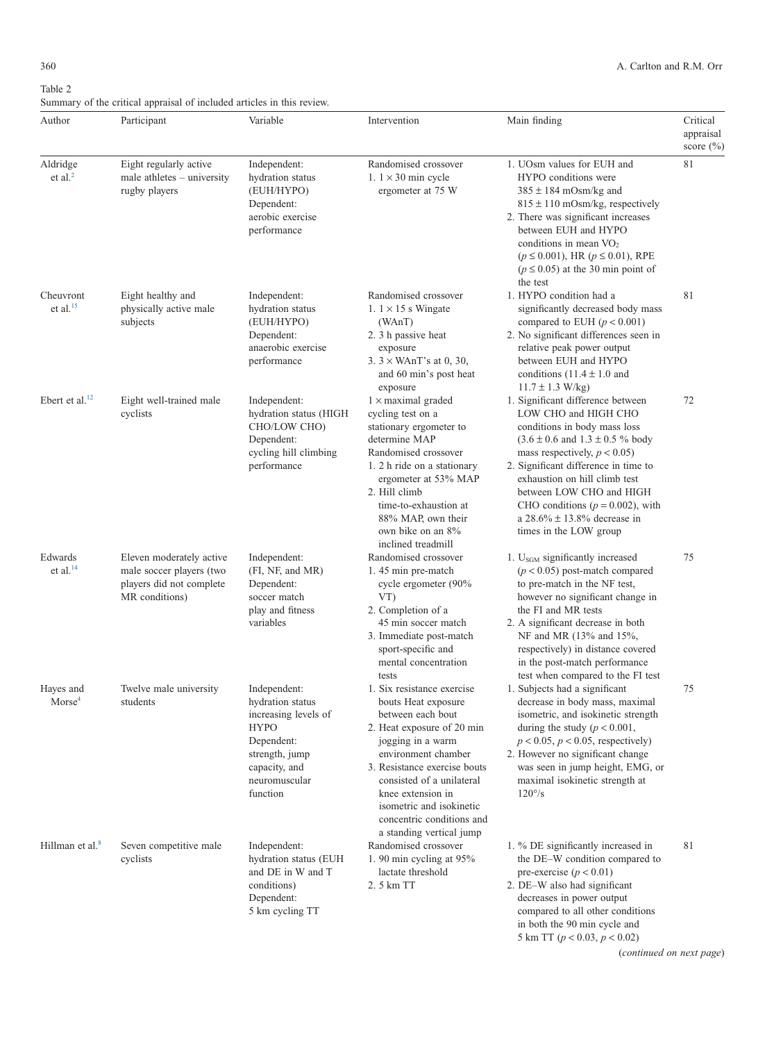Table 2
Summary of the critical appraisal of included articles in this review.

| Author | Participant | Variable | Intervention | Main finding | Critical appraisal score (%) |
|---|---|---|---|---|---|
| Aldridge et al.[2] | Eight regularly active male athletes – university rugby players | Independent: hydration status (EUH/HYPO) Dependent: aerobic exercise performance | Randomised crossover 1. 1 × 30 min cycle ergometer at 75 W | 1. UOsm values for EUH and HYPO conditions were 385 ± 184 mOsm/kg and 815 ± 110 mOsm/kg, respectively 2. There was significant increases between EUH and HYPO conditions in mean $VO_2$ ($p \leq 0.001$), HR ($p \leq 0.01$), RPE ($p \leq 0.05$) at the 30 min point of the test | 81 |
| Cheuvront et al.[15] | Eight healthy and physically active male subjects | Independent: hydration status (EUH/HYPO) Dependent: anaerobic exercise performance | Randomised crossover 1. 1 × 15 s Wingate (WAnT) 2. 3 h passive heat exposure 3. 3 × WAnT's at 0, 30, and 60 min's post heat exposure | 1. HYPO condition had a significantly decreased body mass compared to EUH ($p < 0.001$) 2. No significant differences seen in relative peak power output between EUH and HYPO conditions (11.4 ± 1.0 and 11.7 ± 1.3 W/kg) | 81 |
| Ebert et al.[12] | Eight well-trained male cyclists | Independent: hydration status (HIGH CHO/LOW CHO) Dependent: cycling hill climbing performance | 1 × maximal graded cycling test on a stationary ergometer to determine MAP Randomised crossover 1. 2 h ride on a stationary ergometer at 53% MAP 2. Hill climb time-to-exhaustion at 88% MAP, own their own bike on an 8% inclined treadmill | 1. Significant difference between LOW CHO and HIGH CHO conditions in body mass loss (3.6 ± 0.6 and 1.3 ± 0.5 % body mass respectively, $p < 0.05$) 2. Significant difference in time to exhaustion on hill climb test between LOW CHO and HIGH CHO conditions ($p = 0.002$), with a 28.6% ± 13.8% decrease in times in the LOW group | 72 |
| Edwards et al.[14] | Eleven moderately active male soccer players (two players did not complete MR conditions) | Independent: (FI, NF, and MR) Dependent: soccer match play and fitness variables | Randomised crossover 1. 45 min pre-match cycle ergometer (90% VT) 2. Completion of a 45 min soccer match 3. Immediate post-match sport-specific and mental concentration tests | 1. $U_{SGM}$ significantly increased ($p < 0.05$) post-match compared to pre-match in the NF test, however no significant change in the FI and MR tests 2. A significant decrease in both NF and MR (13% and 15%, respectively) in distance covered in the post-match performance test when compared to the FI test | 75 |
| Hayes and Morse[4] | Twelve male university students | Independent: hydration status increasing levels of HYPO Dependent: strength, jump capacity, and neuromuscular function | 1. Six resistance exercise bouts Heat exposure between each bout 2. Heat exposure of 20 min jogging in a warm environment chamber 3. Resistance exercise bouts consisted of a unilateral knee extension in isometric and isokinetic concentric conditions and a standing vertical jump | 1. Subjects had a significant decrease in body mass, maximal isometric, and isokinetic strength during the study ($p < 0.001$, $p < 0.05$, $p < 0.05$, respectively) 2. However no significant change was seen in jump height, EMG, or maximal isokinetic strength at 120°/s | 75 |
| Hillman et al.[8] | Seven competitive male cyclists | Independent: hydration status (EUH and DE in W and T conditions) Dependent: 5 km cycling TT | Randomised crossover 1. 90 min cycling at 95% lactate threshold 2. 5 km TT | 1. % DE significantly increased in the DE–W condition compared to pre-exercise ($p < 0.01$) 2. DE–W also had significant decreases in power output compared to all other conditions in both the 90 min cycle and 5 km TT ($p < 0.03$, $p < 0.02$) | 81 |

(*continued on next page*)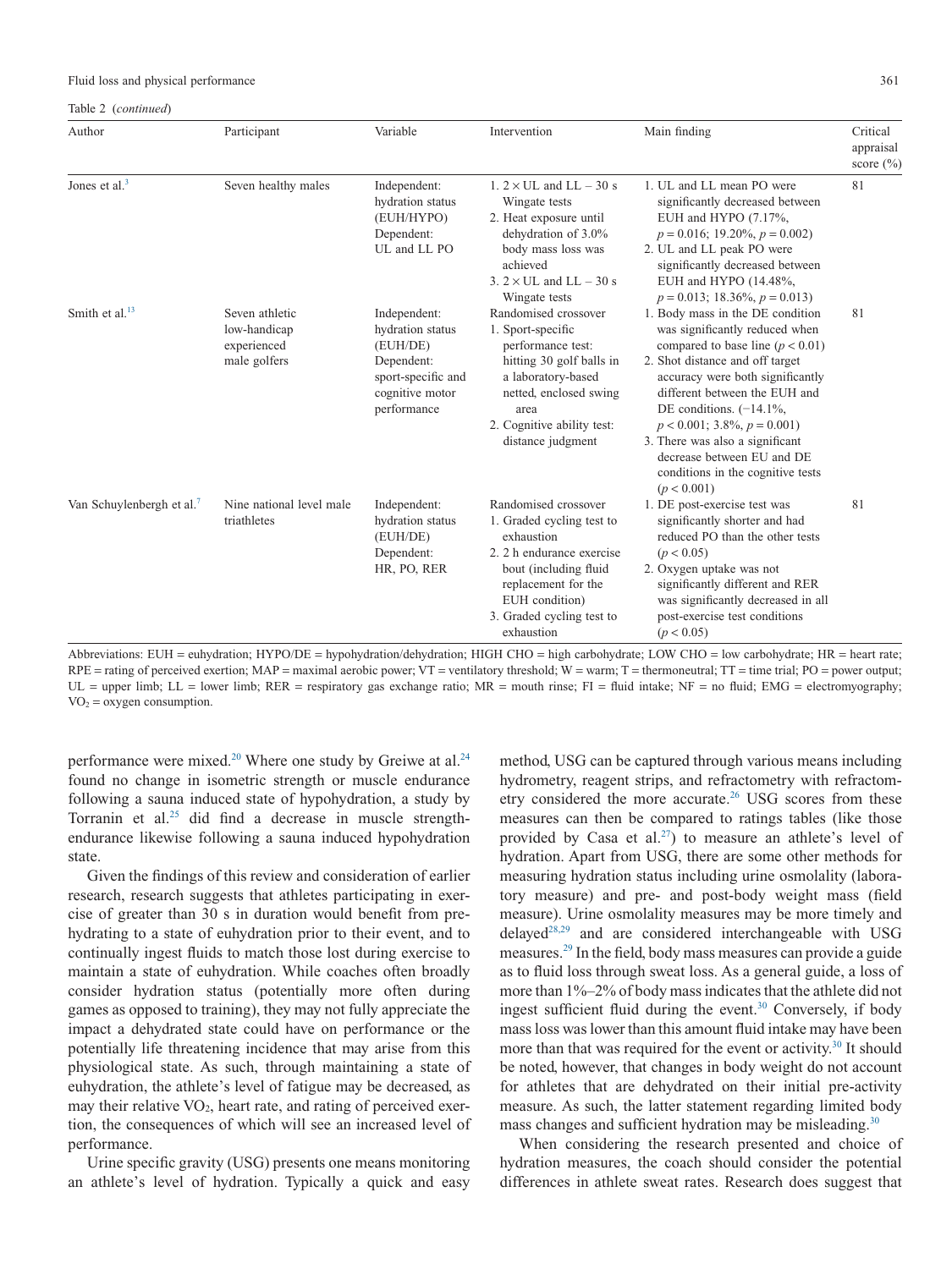Table 2 (*continued*)

| Author | Participant | Variable | Intervention | Main finding | Critical appraisal score (%) |
|---|---|---|---|---|---|
| Jones et al.[3] | Seven healthy males | Independent: hydration status (EUH/HYPO) Dependent: UL and LL PO | 1. 2 × UL and LL – 30 s Wingate tests 2. Heat exposure until dehydration of 3.0% body mass loss was achieved 3. 2 × UL and LL – 30 s Wingate tests | 1. UL and LL mean PO were significantly decreased between EUH and HYPO (7.17%, $p = 0.016$; 19.20%, $p = 0.002$) 2. UL and LL peak PO were significantly decreased between EUH and HYPO (14.48%, $p = 0.013$; 18.36%, $p = 0.013$) | 81 |
| Smith et al.[13] | Seven athletic low-handicap experienced male golfers | Independent: hydration status (EUH/DE) Dependent: sport-specific and cognitive motor performance | Randomised crossover 1. Sport-specific performance test: hitting 30 golf balls in a laboratory-based netted, enclosed swing area 2. Cognitive ability test: distance judgment | 1. Body mass in the DE condition was significantly reduced when compared to base line ($p < 0.01$) 2. Shot distance and off target accuracy were both significantly different between the EUH and DE conditions. (−14.1%, $p < 0.001$; 3.8%, $p = 0.001$) 3. There was also a significant decrease between EU and DE conditions in the cognitive tests ($p < 0.001$) | 81 |
| Van Schuylenbergh et al.[7] | Nine national level male triathletes | Independent: hydration status (EUH/DE) Dependent: HR, PO, RER | Randomised crossover 1. Graded cycling test to exhaustion 2. 2 h endurance exercise bout (including fluid replacement for the EUH condition) 3. Graded cycling test to exhaustion | 1. DE post-exercise test was significantly shorter and had reduced PO than the other tests ($p < 0.05$) 2. Oxygen uptake was not significantly different and RER was significantly decreased in all post-exercise test conditions ($p < 0.05$) | 81 |

Abbreviations: EUH = euhydration; HYPO/DE = hypohydration/dehydration; HIGH CHO = high carbohydrate; LOW CHO = low carbohydrate; HR = heart rate; RPE = rating of perceived exertion; MAP = maximal aerobic power; VT = ventilatory threshold; W = warm; T = thermoneutral; TT = time trial; PO = power output; UL = upper limb; LL = lower limb; RER = respiratory gas exchange ratio; MR = mouth rinse; FI = fluid intake; NF = no fluid; EMG = electromyography; $VO_2$ = oxygen consumption.

performance were mixed.[20] Where one study by Greiwe at al.[24] found no change in isometric strength or muscle endurance following a sauna induced state of hypohydration, a study by Torranin et al.[25] did find a decrease in muscle strength-endurance likewise following a sauna induced hypohydration state.

Given the findings of this review and consideration of earlier research, research suggests that athletes participating in exercise of greater than 30 s in duration would benefit from pre-hydrating to a state of euhydration prior to their event, and to continually ingest fluids to match those lost during exercise to maintain a state of euhydration. While coaches often broadly consider hydration status (potentially more often during games as opposed to training), they may not fully appreciate the impact a dehydrated state could have on performance or the potentially life threatening incidence that may arise from this physiological state. As such, through maintaining a state of euhydration, the athlete's level of fatigue may be decreased, as may their relative $VO_2$, heart rate, and rating of perceived exertion, the consequences of which will see an increased level of performance.

Urine specific gravity (USG) presents one means monitoring an athlete's level of hydration. Typically a quick and easy method, USG can be captured through various means including hydrometry, reagent strips, and refractometry with refractometry considered the more accurate.[26] USG scores from these measures can then be compared to ratings tables (like those provided by Casa et al.[27]) to measure an athlete's level of hydration. Apart from USG, there are some other methods for measuring hydration status including urine osmolality (laboratory measure) and pre- and post-body weight mass (field measure). Urine osmolality measures may be more timely and delayed[28,29] and are considered interchangeable with USG measures.[29] In the field, body mass measures can provide a guide as to fluid loss through sweat loss. As a general guide, a loss of more than 1%–2% of body mass indicates that the athlete did not ingest sufficient fluid during the event.[30] Conversely, if body mass loss was lower than this amount fluid intake may have been more than that was required for the event or activity.[30] It should be noted, however, that changes in body weight do not account for athletes that are dehydrated on their initial pre-activity measure. As such, the latter statement regarding limited body mass changes and sufficient hydration may be misleading.[30]

When considering the research presented and choice of hydration measures, the coach should consider the potential differences in athlete sweat rates. Research does suggest that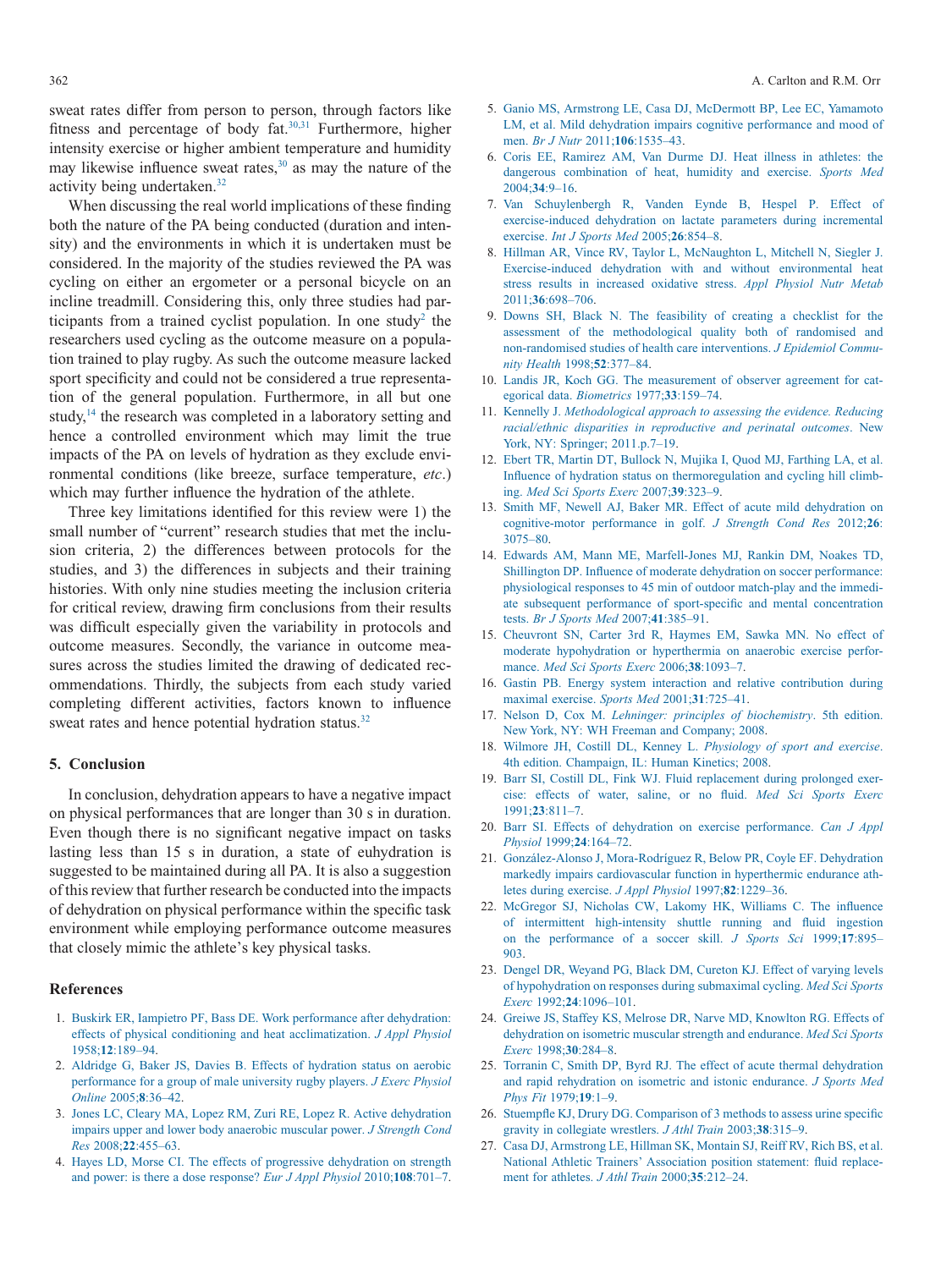sweat rates differ from person to person, through factors like fitness and percentage of body fat.[30,31] Furthermore, higher intensity exercise or higher ambient temperature and humidity may likewise influence sweat rates,[30] as may the nature of the activity being undertaken.[32]

When discussing the real world implications of these finding both the nature of the PA being conducted (duration and intensity) and the environments in which it is undertaken must be considered. In the majority of the studies reviewed the PA was cycling on either an ergometer or a personal bicycle on an incline treadmill. Considering this, only three studies had participants from a trained cyclist population. In one study[2] the researchers used cycling as the outcome measure on a population trained to play rugby. As such the outcome measure lacked sport specificity and could not be considered a true representation of the general population. Furthermore, in all but one study,[14] the research was completed in a laboratory setting and hence a controlled environment which may limit the true impacts of the PA on levels of hydration as they exclude environmental conditions (like breeze, surface temperature, *etc*.) which may further influence the hydration of the athlete.

Three key limitations identified for this review were 1) the small number of "current" research studies that met the inclusion criteria, 2) the differences between protocols for the studies, and 3) the differences in subjects and their training histories. With only nine studies meeting the inclusion criteria for critical review, drawing firm conclusions from their results was difficult especially given the variability in protocols and outcome measures. Secondly, the variance in outcome measures across the studies limited the drawing of dedicated recommendations. Thirdly, the subjects from each study varied completing different activities, factors known to influence sweat rates and hence potential hydration status.[32]

## 5. Conclusion

In conclusion, dehydration appears to have a negative impact on physical performances that are longer than 30 s in duration. Even though there is no significant negative impact on tasks lasting less than 15 s in duration, a state of euhydration is suggested to be maintained during all PA. It is also a suggestion of this review that further research be conducted into the impacts of dehydration on physical performance within the specific task environment while employing performance outcome measures that closely mimic the athlete's key physical tasks.

## References

1. Buskirk ER, Iampietro PF, Bass DE. Work performance after dehydration: effects of physical conditioning and heat acclimatization. *J Appl Physiol* 1958;**12**:189–94.
2. Aldridge G, Baker JS, Davies B. Effects of hydration status on aerobic performance for a group of male university rugby players. *J Exerc Physiol Online* 2005;**8**:36–42.
3. Jones LC, Cleary MA, Lopez RM, Zuri RE, Lopez R. Active dehydration impairs upper and lower body anaerobic muscular power. *J Strength Cond Res* 2008;**22**:455–63.
4. Hayes LD, Morse CI. The effects of progressive dehydration on strength and power: is there a dose response? *Eur J Appl Physiol* 2010;**108**:701–7.
5. Ganio MS, Armstrong LE, Casa DJ, McDermott BP, Lee EC, Yamamoto LM, et al. Mild dehydration impairs cognitive performance and mood of men. *Br J Nutr* 2011;**106**:1535–43.
6. Coris EE, Ramirez AM, Van Durme DJ. Heat illness in athletes: the dangerous combination of heat, humidity and exercise. *Sports Med* 2004;**34**:9–16.
7. Van Schuylenbergh R, Vanden Eynde B, Hespel P. Effect of exercise-induced dehydration on lactate parameters during incremental exercise. *Int J Sports Med* 2005;**26**:854–8.
8. Hillman AR, Vince RV, Taylor L, McNaughton L, Mitchell N, Siegler J. Exercise-induced dehydration with and without environmental heat stress results in increased oxidative stress. *Appl Physiol Nutr Metab* 2011;**36**:698–706.
9. Downs SH, Black N. The feasibility of creating a checklist for the assessment of the methodological quality both of randomised and non-randomised studies of health care interventions. *J Epidemiol Community Health* 1998;**52**:377–84.
10. Landis JR, Koch GG. The measurement of observer agreement for categorical data. *Biometrics* 1977;**33**:159–74.
11. Kennelly J. *Methodological approach to assessing the evidence. Reducing racial/ethnic disparities in reproductive and perinatal outcomes*. New York, NY: Springer; 2011.p.7–19.
12. Ebert TR, Martin DT, Bullock N, Mujika I, Quod MJ, Farthing LA, et al. Influence of hydration status on thermoregulation and cycling hill climbing. *Med Sci Sports Exerc* 2007;**39**:323–9.
13. Smith MF, Newell AJ, Baker MR. Effect of acute mild dehydration on cognitive-motor performance in golf. *J Strength Cond Res* 2012;**26**:3075–80.
14. Edwards AM, Mann ME, Marfell-Jones MJ, Rankin DM, Noakes TD, Shillington DP. Influence of moderate dehydration on soccer performance: physiological responses to 45 min of outdoor match-play and the immediate subsequent performance of sport-specific and mental concentration tests. *Br J Sports Med* 2007;**41**:385–91.
15. Cheuvront SN, Carter 3rd R, Haymes EM, Sawka MN. No effect of moderate hypohydration or hyperthermia on anaerobic exercise performance. *Med Sci Sports Exerc* 2006;**38**:1093–7.
16. Gastin PB. Energy system interaction and relative contribution during maximal exercise. *Sports Med* 2001;**31**:725–41.
17. Nelson D, Cox M. *Lehninger: principles of biochemistry*. 5th edition. New York, NY: WH Freeman and Company; 2008.
18. Wilmore JH, Costill DL, Kenney L. *Physiology of sport and exercise*. 4th edition. Champaign, IL: Human Kinetics; 2008.
19. Barr SI, Costill DL, Fink WJ. Fluid replacement during prolonged exercise: effects of water, saline, or no fluid. *Med Sci Sports Exerc* 1991;**23**:811–7.
20. Barr SI. Effects of dehydration on exercise performance. *Can J Appl Physiol* 1999;**24**:164–72.
21. González-Alonso J, Mora-Rodríguez R, Below PR, Coyle EF. Dehydration markedly impairs cardiovascular function in hyperthermic endurance athletes during exercise. *J Appl Physiol* 1997;**82**:1229–36.
22. McGregor SJ, Nicholas CW, Lakomy HK, Williams C. The influence of intermittent high-intensity shuttle running and fluid ingestion on the performance of a soccer skill. *J Sports Sci* 1999;**17**:895–903.
23. Dengel DR, Weyand PG, Black DM, Cureton KJ. Effect of varying levels of hypohydration on responses during submaximal cycling. *Med Sci Sports Exerc* 1992;**24**:1096–101.
24. Greiwe JS, Staffey KS, Melrose DR, Narve MD, Knowlton RG. Effects of dehydration on isometric muscular strength and endurance. *Med Sci Sports Exerc* 1998;**30**:284–8.
25. Torranin C, Smith DP, Byrd RJ. The effect of acute thermal dehydration and rapid rehydration on isometric and istonic endurance. *J Sports Med Phys Fit* 1979;**19**:1–9.
26. Stuempfle KJ, Drury DG. Comparison of 3 methods to assess urine specific gravity in collegiate wrestlers. *J Athl Train* 2003;**38**:315–9.
27. Casa DJ, Armstrong LE, Hillman SK, Montain SJ, Reiff RV, Rich BS, et al. National Athletic Trainers' Association position statement: fluid replacement for athletes. *J Athl Train* 2000;**35**:212–24.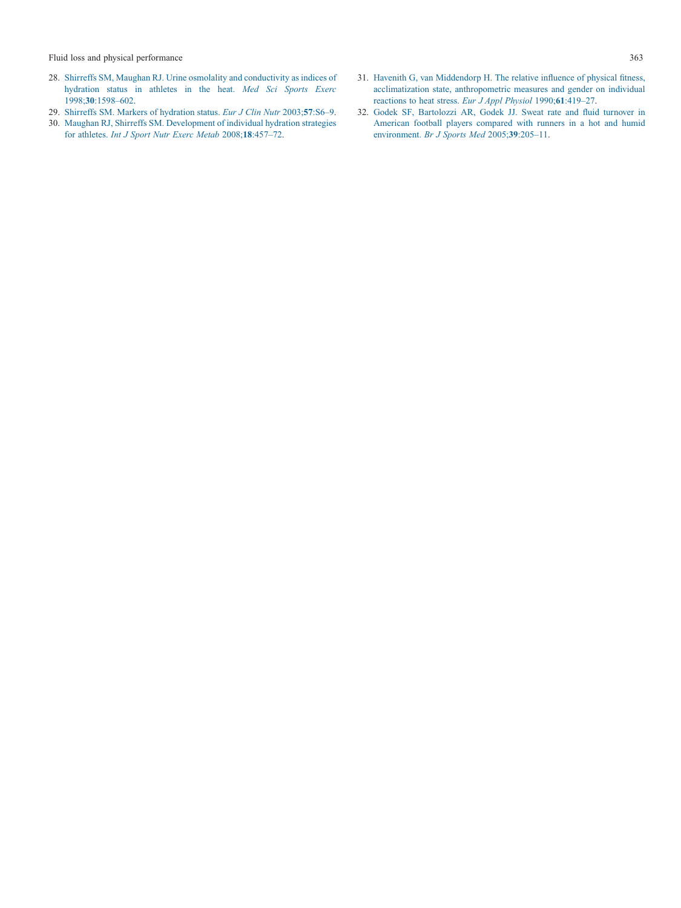28. Shirreffs SM, Maughan RJ. Urine osmolality and conductivity as indices of hydration status in athletes in the heat. *Med Sci Sports Exerc* 1998;**30**:1598–602.
29. Shirreffs SM. Markers of hydration status. *Eur J Clin Nutr* 2003;**57**:S6–9.
30. Maughan RJ, Shirreffs SM. Development of individual hydration strategies for athletes. *Int J Sport Nutr Exerc Metab* 2008;**18**:457–72.
31. Havenith G, van Middendorp H. The relative influence of physical fitness, acclimatization state, anthropometric measures and gender on individual reactions to heat stress. *Eur J Appl Physiol* 1990;**61**:419–27.
32. Godek SF, Bartolozzi AR, Godek JJ. Sweat rate and fluid turnover in American football players compared with runners in a hot and humid environment. *Br J Sports Med* 2005;**39**:205–11.